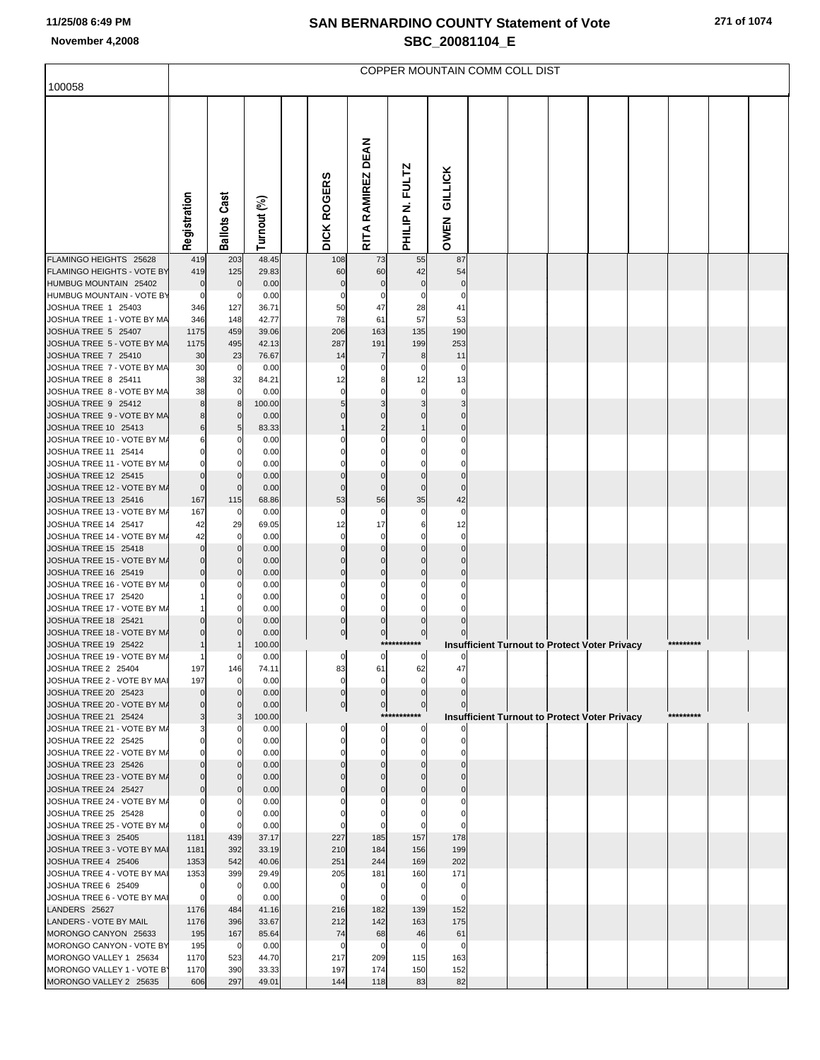# SAN BERNARDINO COUNTY Statement of Vote

## SBC_20081104_E

November 4,2008

100058

COPPER MOUNTAIN COMM COLL DIST

| | Registration | Ballots Cast | Turnout (%) | | DICK ROGERS | RITA RAMIREZ DEAN | PHILIP N. FULTZ | OWEN GILLICK |
|---|---|---|---|---|---|---|---|---|
| FLAMINGO HEIGHTS 25628 | 419 | 203 | 48.45 | | 108 | 73 | 55 | 87 |
| FLAMINGO HEIGHTS - VOTE BY | 419 | 125 | 29.83 | | 60 | 60 | 42 | 54 |
| HUMBUG MOUNTAIN 25402 | 0 | 0 | 0.00 | | 0 | 0 | 0 | 0 |
| HUMBUG MOUNTAIN - VOTE BY | 0 | 0 | 0.00 | | 0 | 0 | 0 | 0 |
| JOSHUA TREE 1 25403 | 346 | 127 | 36.71 | | 50 | 47 | 28 | 41 |
| JOSHUA TREE 1 - VOTE BY MA | 346 | 148 | 42.77 | | 78 | 61 | 57 | 53 |
| JOSHUA TREE 5 25407 | 1175 | 459 | 39.06 | | 206 | 163 | 135 | 190 |
| JOSHUA TREE 5 - VOTE BY MA | 1175 | 495 | 42.13 | | 287 | 191 | 199 | 253 |
| JOSHUA TREE 7 25410 | 30 | 23 | 76.67 | | 14 | 7 | 8 | 11 |
| JOSHUA TREE 7 - VOTE BY MA | 30 | 0 | 0.00 | | 0 | 0 | 0 | 0 |
| JOSHUA TREE 8 25411 | 38 | 32 | 84.21 | | 12 | 8 | 12 | 13 |
| JOSHUA TREE 8 - VOTE BY MA | 38 | 0 | 0.00 | | 0 | 0 | 0 | 0 |
| JOSHUA TREE 9 25412 | 8 | 8 | 100.00 | | 5 | 3 | 3 | 3 |
| JOSHUA TREE 9 - VOTE BY MA | 8 | 0 | 0.00 | | 0 | 0 | 0 | 0 |
| JOSHUA TREE 10 25413 | 6 | 5 | 83.33 | | 1 | 2 | 1 | 0 |
| JOSHUA TREE 10 - VOTE BY MA | 6 | 0 | 0.00 | | 0 | 0 | 0 | 0 |
| JOSHUA TREE 11 25414 | 0 | 0 | 0.00 | | 0 | 0 | 0 | 0 |
| JOSHUA TREE 11 - VOTE BY MA | 0 | 0 | 0.00 | | 0 | 0 | 0 | 0 |
| JOSHUA TREE 12 25415 | 0 | 0 | 0.00 | | 0 | 0 | 0 | 0 |
| JOSHUA TREE 12 - VOTE BY MA | 0 | 0 | 0.00 | | 0 | 0 | 0 | 0 |
| JOSHUA TREE 13 25416 | 167 | 115 | 68.86 | | 53 | 56 | 35 | 42 |
| JOSHUA TREE 13 - VOTE BY MA | 167 | 0 | 0.00 | | 0 | 0 | 0 | 0 |
| JOSHUA TREE 14 25417 | 42 | 29 | 69.05 | | 12 | 17 | 6 | 12 |
| JOSHUA TREE 14 - VOTE BY MA | 42 | 0 | 0.00 | | 0 | 0 | 0 | 0 |
| JOSHUA TREE 15 25418 | 0 | 0 | 0.00 | | 0 | 0 | 0 | 0 |
| JOSHUA TREE 15 - VOTE BY MA | 0 | 0 | 0.00 | | 0 | 0 | 0 | 0 |
| JOSHUA TREE 16 25419 | 0 | 0 | 0.00 | | 0 | 0 | 0 | 0 |
| JOSHUA TREE 16 - VOTE BY MA | 0 | 0 | 0.00 | | 0 | 0 | 0 | 0 |
| JOSHUA TREE 17 25420 | 1 | 0 | 0.00 | | 0 | 0 | 0 | 0 |
| JOSHUA TREE 17 - VOTE BY MA | 1 | 0 | 0.00 | | 0 | 0 | 0 | 0 |
| JOSHUA TREE 18 25421 | 0 | 0 | 0.00 | | 0 | 0 | 0 | 0 |
| JOSHUA TREE 18 - VOTE BY MA | 0 | 0 | 0.00 | | 0 | 0 | 0 | 0 |
| JOSHUA TREE 19 25422 | 1 | 1 | 100.00 | | | *********** | Insufficient Turnout to Protect Voter Privacy | ********* |
| JOSHUA TREE 19 - VOTE BY MA | 1 | 0 | 0.00 | | 0 | 0 | 0 | 0 |
| JOSHUA TREE 2 25404 | 197 | 146 | 74.11 | | 83 | 61 | 62 | 47 |
| JOSHUA TREE 2 - VOTE BY MAI | 197 | 0 | 0.00 | | 0 | 0 | 0 | 0 |
| JOSHUA TREE 20 25423 | 0 | 0 | 0.00 | | 0 | 0 | 0 | 0 |
| JOSHUA TREE 20 - VOTE BY MA | 0 | 0 | 0.00 | | 0 | 0 | 0 | 0 |
| JOSHUA TREE 21 25424 | 3 | 3 | 100.00 | | | *********** | Insufficient Turnout to Protect Voter Privacy | ********* |
| JOSHUA TREE 21 - VOTE BY MA | 3 | 0 | 0.00 | | 0 | 0 | 0 | 0 |
| JOSHUA TREE 22 25425 | 0 | 0 | 0.00 | | 0 | 0 | 0 | 0 |
| JOSHUA TREE 22 - VOTE BY MA | 0 | 0 | 0.00 | | 0 | 0 | 0 | 0 |
| JOSHUA TREE 23 25426 | 0 | 0 | 0.00 | | 0 | 0 | 0 | 0 |
| JOSHUA TREE 23 - VOTE BY MA | 0 | 0 | 0.00 | | 0 | 0 | 0 | 0 |
| JOSHUA TREE 24 25427 | 0 | 0 | 0.00 | | 0 | 0 | 0 | 0 |
| JOSHUA TREE 24 - VOTE BY MA | 0 | 0 | 0.00 | | 0 | 0 | 0 | 0 |
| JOSHUA TREE 25 25428 | 0 | 0 | 0.00 | | 0 | 0 | 0 | 0 |
| JOSHUA TREE 25 - VOTE BY MA | 0 | 0 | 0.00 | | 0 | 0 | 0 | 0 |
| JOSHUA TREE 3 25405 | 1181 | 439 | 37.17 | | 227 | 185 | 157 | 178 |
| JOSHUA TREE 3 - VOTE BY MAI | 1181 | 392 | 33.19 | | 210 | 184 | 156 | 199 |
| JOSHUA TREE 4 25406 | 1353 | 542 | 40.06 | | 251 | 244 | 169 | 202 |
| JOSHUA TREE 4 - VOTE BY MAI | 1353 | 399 | 29.49 | | 205 | 181 | 160 | 171 |
| JOSHUA TREE 6 25409 | 0 | 0 | 0.00 | | 0 | 0 | 0 | 0 |
| JOSHUA TREE 6 - VOTE BY MAI | 0 | 0 | 0.00 | | 0 | 0 | 0 | 0 |
| LANDERS 25627 | 1176 | 484 | 41.16 | | 216 | 182 | 139 | 152 |
| LANDERS - VOTE BY MAIL | 1176 | 396 | 33.67 | | 212 | 142 | 163 | 175 |
| MORONGO CANYON 25633 | 195 | 167 | 85.64 | | 74 | 68 | 46 | 61 |
| MORONGO CANYON - VOTE BY | 195 | 0 | 0.00 | | 0 | 0 | 0 | 0 |
| MORONGO VALLEY 1 25634 | 1170 | 523 | 44.70 | | 217 | 209 | 115 | 163 |
| MORONGO VALLEY 1 - VOTE BY | 1170 | 390 | 33.33 | | 197 | 174 | 150 | 152 |
| MORONGO VALLEY 2 25635 | 606 | 297 | 49.01 | | 144 | 118 | 83 | 82 |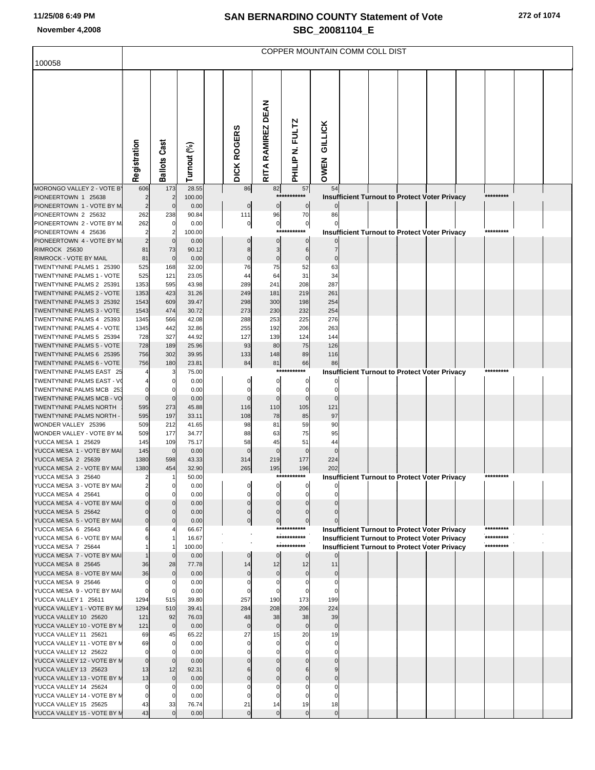# SAN BERNARDINO COUNTY Statement of Vote
## SBC_20081104_E

11/25/08 6:49 PM
November 4,2008

100058

COPPER MOUNTAIN COMM COLL DIST

| | Registration | Ballots Cast | Turnout (%) | DICK ROGERS | RITA RAMIREZ DEAN | PHILIP N. FULTZ | OWEN GILLICK |
|---|---|---|---|---|---|---|---|
| MORONGO VALLEY 2 - VOTE BY | 606 | 173 | 28.55 | 86 | 82 | 57 | 54 |
| PIONEERTOWN 1 25638 | 2 | 2 | 100.00 | *********** Insufficient Turnout to Protect Voter Privacy ********* | | | |
| PIONEERTOWN 1 - VOTE BY M | 2 | 0 | 0.00 | 0 | 0 | 0 | 0 |
| PIONEERTOWN 2 25632 | 262 | 238 | 90.84 | 111 | 96 | 70 | 86 |
| PIONEERTOWN 2 - VOTE BY M | 262 | 0 | 0.00 | 0 | 0 | 0 | 0 |
| PIONEERTOWN 4 25636 | 2 | 2 | 100.00 | *********** Insufficient Turnout to Protect Voter Privacy ********* | | | |
| PIONEERTOWN 4 - VOTE BY M | 2 | 0 | 0.00 | 0 | 0 | 0 | 0 |
| RIMROCK 25630 | 81 | 73 | 90.12 | 8 | 3 | 6 | 7 |
| RIMROCK - VOTE BY MAIL | 81 | 0 | 0.00 | 0 | 0 | 0 | 0 |
| TWENTYNINE PALMS 1 25390 | 525 | 168 | 32.00 | 76 | 75 | 52 | 63 |
| TWENTYNINE PALMS 1 - VOTE | 525 | 121 | 23.05 | 44 | 64 | 31 | 34 |
| TWENTYNINE PALMS 2 25391 | 1353 | 595 | 43.98 | 289 | 241 | 208 | 287 |
| TWENTYNINE PALMS 2 - VOTE | 1353 | 423 | 31.26 | 249 | 181 | 219 | 261 |
| TWENTYNINE PALMS 3 25392 | 1543 | 609 | 39.47 | 298 | 300 | 198 | 254 |
| TWENTYNINE PALMS 3 - VOTE | 1543 | 474 | 30.72 | 273 | 230 | 232 | 254 |
| TWENTYNINE PALMS 4 25393 | 1345 | 566 | 42.08 | 288 | 253 | 225 | 276 |
| TWENTYNINE PALMS 4 - VOTE | 1345 | 442 | 32.86 | 255 | 192 | 206 | 263 |
| TWENTYNINE PALMS 5 25394 | 728 | 327 | 44.92 | 127 | 139 | 124 | 144 |
| TWENTYNINE PALMS 5 - VOTE | 728 | 189 | 25.96 | 93 | 80 | 75 | 126 |
| TWENTYNINE PALMS 6 25395 | 756 | 302 | 39.95 | 133 | 148 | 89 | 116 |
| TWENTYNINE PALMS 6 - VOTE | 756 | 180 | 23.81 | 84 | 81 | 66 | 86 |
| TWENTYNINE PALMS EAST 25 | 4 | 3 | 75.00 | *********** Insufficient Turnout to Protect Voter Privacy ********* | | | |
| TWENTYNINE PALMS EAST - V | 4 | 0 | 0.00 | 0 | 0 | 0 | 0 |
| TWENTYNINE PALMS MCB 253 | 0 | 0 | 0.00 | 0 | 0 | 0 | 0 |
| TWENTYNINE PALMS MCB - VO | 0 | 0 | 0.00 | 0 | 0 | 0 | 0 |
| TWENTYNINE PALMS NORTH | 595 | 273 | 45.88 | 116 | 110 | 105 | 121 |
| TWENTYNINE PALMS NORTH - | 595 | 197 | 33.11 | 108 | 78 | 85 | 97 |
| WONDER VALLEY 25396 | 509 | 212 | 41.65 | 98 | 81 | 59 | 90 |
| WONDER VALLEY - VOTE BY M | 509 | 177 | 34.77 | 88 | 63 | 75 | 95 |
| YUCCA MESA 1 25629 | 145 | 109 | 75.17 | 58 | 45 | 51 | 44 |
| YUCCA MESA 1 - VOTE BY MAI | 145 | 0 | 0.00 | 0 | 0 | 0 | 0 |
| YUCCA MESA 2 25639 | 1380 | 598 | 43.33 | 314 | 219 | 177 | 224 |
| YUCCA MESA 2 - VOTE BY MAI | 1380 | 454 | 32.90 | 265 | 195 | 196 | 202 |
| YUCCA MESA 3 25640 | 2 | 1 | 50.00 | *********** Insufficient Turnout to Protect Voter Privacy ********* | | | |
| YUCCA MESA 3 - VOTE BY MAI | 2 | 0 | 0.00 | 0 | 0 | 0 | 0 |
| YUCCA MESA 4 25641 | 0 | 0 | 0.00 | 0 | 0 | 0 | 0 |
| YUCCA MESA 4 - VOTE BY MAI | 0 | 0 | 0.00 | 0 | 0 | 0 | 0 |
| YUCCA MESA 5 25642 | 0 | 0 | 0.00 | 0 | 0 | 0 | 0 |
| YUCCA MESA 5 - VOTE BY MAI | 0 | 0 | 0.00 | 0 | 0 | 0 | 0 |
| YUCCA MESA 6 25643 | 6 | 4 | 66.67 | *********** Insufficient Turnout to Protect Voter Privacy ********* | | | |
| YUCCA MESA 6 - VOTE BY MAI | 6 | 1 | 16.67 | *********** Insufficient Turnout to Protect Voter Privacy ********* | | | |
| YUCCA MESA 7 25644 | 1 | 1 | 100.00 | *********** Insufficient Turnout to Protect Voter Privacy ********* | | | |
| YUCCA MESA 7 - VOTE BY MAI | 1 | 0 | 0.00 | 0 | 0 | 0 | 0 |
| YUCCA MESA 8 25645 | 36 | 28 | 77.78 | 14 | 12 | 12 | 11 |
| YUCCA MESA 8 - VOTE BY MAI | 36 | 0 | 0.00 | 0 | 0 | 0 | 0 |
| YUCCA MESA 9 25646 | 0 | 0 | 0.00 | 0 | 0 | 0 | 0 |
| YUCCA MESA 9 - VOTE BY MAI | 0 | 0 | 0.00 | 0 | 0 | 0 | 0 |
| YUCCA VALLEY 1 25611 | 1294 | 515 | 39.80 | 257 | 190 | 173 | 199 |
| YUCCA VALLEY 1 - VOTE BY M | 1294 | 510 | 39.41 | 284 | 208 | 206 | 224 |
| YUCCA VALLEY 10 25620 | 121 | 92 | 76.03 | 48 | 38 | 38 | 39 |
| YUCCA VALLEY 10 - VOTE BY M | 121 | 0 | 0.00 | 0 | 0 | 0 | 0 |
| YUCCA VALLEY 11 25621 | 69 | 45 | 65.22 | 27 | 15 | 20 | 19 |
| YUCCA VALLEY 11 - VOTE BY M | 69 | 0 | 0.00 | 0 | 0 | 0 | 0 |
| YUCCA VALLEY 12 25622 | 0 | 0 | 0.00 | 0 | 0 | 0 | 0 |
| YUCCA VALLEY 12 - VOTE BY M | 0 | 0 | 0.00 | 0 | 0 | 0 | 0 |
| YUCCA VALLEY 13 25623 | 13 | 12 | 92.31 | 6 | 0 | 6 | 9 |
| YUCCA VALLEY 13 - VOTE BY M | 13 | 0 | 0.00 | 0 | 0 | 0 | 0 |
| YUCCA VALLEY 14 25624 | 0 | 0 | 0.00 | 0 | 0 | 0 | 0 |
| YUCCA VALLEY 14 - VOTE BY M | 0 | 0 | 0.00 | 0 | 0 | 0 | 0 |
| YUCCA VALLEY 15 25625 | 43 | 33 | 76.74 | 21 | 14 | 19 | 18 |
| YUCCA VALLEY 15 - VOTE BY M | 43 | 0 | 0.00 | 0 | 0 | 0 | 0 |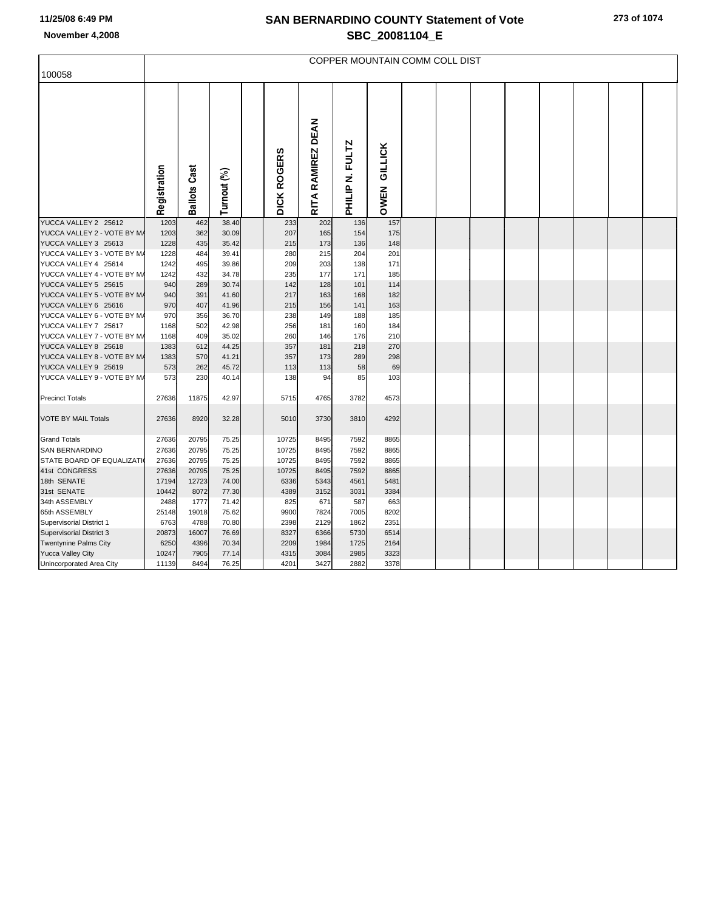# SAN BERNARDINO COUNTY Statement of Vote

## SBC_20081104_E

11/25/08 6:49 PM

November 4,2008

| 100058 | Registration | Ballots Cast | Turnout (%) | | DICK ROGERS | RITA RAMIREZ DEAN | PHILIP N. FULTZ | OWEN GILLICK |
|---|---|---|---|---|---|---|---|---|
| | COPPER MOUNTAIN COMM COLL DIST | | | | | | | |
| YUCCA VALLEY 2 25612 | 1203 | 462 | 38.40 | | 233 | 202 | 136 | 157 |
| YUCCA VALLEY 2 - VOTE BY MA | 1203 | 362 | 30.09 | | 207 | 165 | 154 | 175 |
| YUCCA VALLEY 3 25613 | 1228 | 435 | 35.42 | | 215 | 173 | 136 | 148 |
| YUCCA VALLEY 3 - VOTE BY MA | 1228 | 484 | 39.41 | | 280 | 215 | 204 | 201 |
| YUCCA VALLEY 4 25614 | 1242 | 495 | 39.86 | | 209 | 203 | 138 | 171 |
| YUCCA VALLEY 4 - VOTE BY MA | 1242 | 432 | 34.78 | | 235 | 177 | 171 | 185 |
| YUCCA VALLEY 5 25615 | 940 | 289 | 30.74 | | 142 | 128 | 101 | 114 |
| YUCCA VALLEY 5 - VOTE BY MA | 940 | 391 | 41.60 | | 217 | 163 | 168 | 182 |
| YUCCA VALLEY 6 25616 | 970 | 407 | 41.96 | | 215 | 156 | 141 | 163 |
| YUCCA VALLEY 6 - VOTE BY MA | 970 | 356 | 36.70 | | 238 | 149 | 188 | 185 |
| YUCCA VALLEY 7 25617 | 1168 | 502 | 42.98 | | 256 | 181 | 160 | 184 |
| YUCCA VALLEY 7 - VOTE BY MA | 1168 | 409 | 35.02 | | 260 | 146 | 176 | 210 |
| YUCCA VALLEY 8 25618 | 1383 | 612 | 44.25 | | 357 | 181 | 218 | 270 |
| YUCCA VALLEY 8 - VOTE BY MA | 1383 | 570 | 41.21 | | 357 | 173 | 289 | 298 |
| YUCCA VALLEY 9 25619 | 573 | 262 | 45.72 | | 113 | 113 | 58 | 69 |
| YUCCA VALLEY 9 - VOTE BY MA | 573 | 230 | 40.14 | | 138 | 94 | 85 | 103 |
| Precinct Totals | 27636 | 11875 | 42.97 | | 5715 | 4765 | 3782 | 4573 |
| VOTE BY MAIL Totals | 27636 | 8920 | 32.28 | | 5010 | 3730 | 3810 | 4292 |
| Grand Totals | 27636 | 20795 | 75.25 | | 10725 | 8495 | 7592 | 8865 |
| SAN BERNARDINO | 27636 | 20795 | 75.25 | | 10725 | 8495 | 7592 | 8865 |
| STATE BOARD OF EQUALIZATI | 27636 | 20795 | 75.25 | | 10725 | 8495 | 7592 | 8865 |
| 41st CONGRESS | 27636 | 20795 | 75.25 | | 10725 | 8495 | 7592 | 8865 |
| 18th SENATE | 17194 | 12723 | 74.00 | | 6336 | 5343 | 4561 | 5481 |
| 31st SENATE | 10442 | 8072 | 77.30 | | 4389 | 3152 | 3031 | 3384 |
| 34th ASSEMBLY | 2488 | 1777 | 71.42 | | 825 | 671 | 587 | 663 |
| 65th ASSEMBLY | 25148 | 19018 | 75.62 | | 9900 | 7824 | 7005 | 8202 |
| Supervisorial District 1 | 6763 | 4788 | 70.80 | | 2398 | 2129 | 1862 | 2351 |
| Supervisorial District 3 | 20873 | 16007 | 76.69 | | 8327 | 6366 | 5730 | 6514 |
| Twentynine Palms City | 6250 | 4396 | 70.34 | | 2209 | 1984 | 1725 | 2164 |
| Yucca Valley City | 10247 | 7905 | 77.14 | | 4315 | 3084 | 2985 | 3323 |
| Unincorporated Area City | 11139 | 8494 | 76.25 | | 4201 | 3427 | 2882 | 3378 |